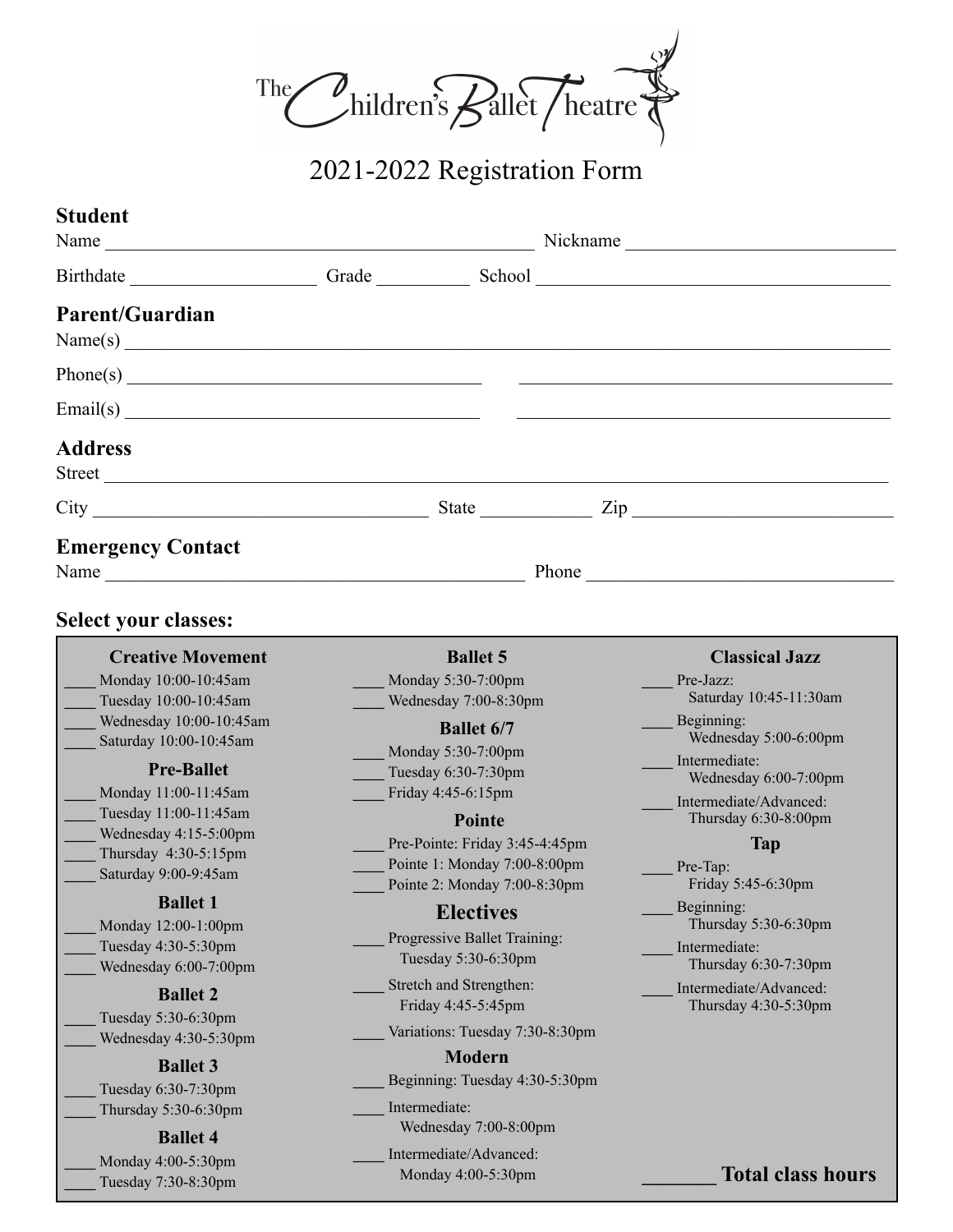# The Children's Ballet Theatre

## 2021-2022 Registration Form

### Student

Name ______________________________ Nickname ______________________________

Birthdate ____________________ Grade __________ School ______________________________

### Parent/Guardian

Name(s) ______________________________________________________________

Phone(s) ______________________________ ______________________________

Email(s) ______________________________ ______________________________

### Address

Street ______________________________________________________________

City ______________________________ State ____________ Zip ______________________________

### Emergency Contact

Name ______________________________ Phone ______________________________

### Select your classes:

**Creative Movement**

____ Monday 10:00-10:45am
____ Tuesday 10:00-10:45am
____ Wednesday 10:00-10:45am
____ Saturday 10:00-10:45am

**Pre-Ballet**

____ Monday 11:00-11:45am
____ Tuesday 11:00-11:45am
____ Wednesday 4:15-5:00pm
____ Thursday 4:30-5:15pm
____ Saturday 9:00-9:45am

**Ballet 1**

____ Monday 12:00-1:00pm
____ Tuesday 4:30-5:30pm
____ Wednesday 6:00-7:00pm

**Ballet 2**

____ Tuesday 5:30-6:30pm
____ Wednesday 4:30-5:30pm

**Ballet 3**

____ Tuesday 6:30-7:30pm
____ Thursday 5:30-6:30pm

**Ballet 4**

____ Monday 4:00-5:30pm
____ Tuesday 7:30-8:30pm

**Ballet 5**

____ Monday 5:30-7:00pm
____ Wednesday 7:00-8:30pm

**Ballet 6/7**

____ Monday 5:30-7:00pm
____ Tuesday 6:30-7:30pm
____ Friday 4:45-6:15pm

**Pointe**

____ Pre-Pointe: Friday 3:45-4:45pm
____ Pointe 1: Monday 7:00-8:00pm
____ Pointe 2: Monday 7:00-8:30pm

**Electives**

____ Progressive Ballet Training: Tuesday 5:30-6:30pm
____ Stretch and Strengthen: Friday 4:45-5:45pm
____ Variations: Tuesday 7:30-8:30pm

**Modern**

____ Beginning: Tuesday 4:30-5:30pm
____ Intermediate: Wednesday 7:00-8:00pm
____ Intermediate/Advanced: Monday 4:00-5:30pm

**Classical Jazz**

____ Pre-Jazz: Saturday 10:45-11:30am
____ Beginning: Wednesday 5:00-6:00pm
____ Intermediate: Wednesday 6:00-7:00pm
____ Intermediate/Advanced: Thursday 6:30-8:00pm

**Tap**

____ Pre-Tap: Friday 5:45-6:30pm
____ Beginning: Thursday 5:30-6:30pm
____ Intermediate: Thursday 6:30-7:30pm
____ Intermediate/Advanced: Thursday 4:30-5:30pm

_______ **Total class hours**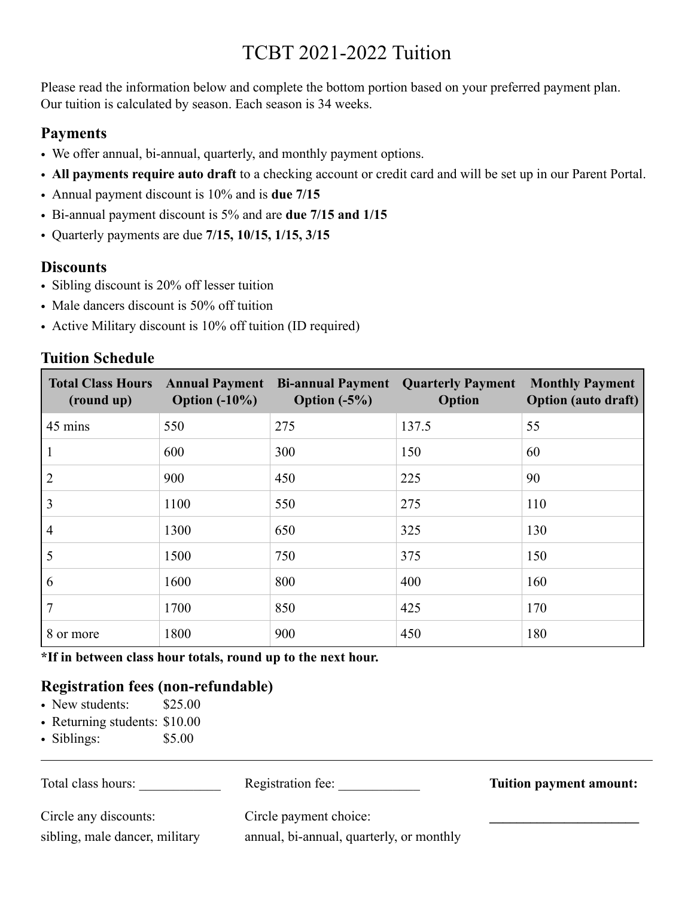# TCBT 2021-2022 Tuition

Please read the information below and complete the bottom portion based on your preferred payment plan. Our tuition is calculated by season. Each season is 34 weeks.

## Payments

- We offer annual, bi-annual, quarterly, and monthly payment options.
- **All payments require auto draft** to a checking account or credit card and will be set up in our Parent Portal.
- Annual payment discount is 10% and is **due 7/15**
- Bi-annual payment discount is 5% and are **due 7/15 and 1/15**
- Quarterly payments are due **7/15, 10/15, 1/15, 3/15**

## Discounts

- Sibling discount is 20% off lesser tuition
- Male dancers discount is 50% off tuition
- Active Military discount is 10% off tuition (ID required)

## Tuition Schedule

| Total Class Hours (round up) | Annual Payment Option (-10%) | Bi-annual Payment Option (-5%) | Quarterly Payment Option | Monthly Payment Option (auto draft) |
|---|---|---|---|---|
| 45 mins | 550 | 275 | 137.5 | 55 |
| 1 | 600 | 300 | 150 | 60 |
| 2 | 900 | 450 | 225 | 90 |
| 3 | 1100 | 550 | 275 | 110 |
| 4 | 1300 | 650 | 325 | 130 |
| 5 | 1500 | 750 | 375 | 150 |
| 6 | 1600 | 800 | 400 | 160 |
| 7 | 1700 | 850 | 425 | 170 |
| 8 or more | 1800 | 900 | 450 | 180 |

**\*If in between class hour totals, round up to the next hour.**

## Registration fees (non-refundable)

- New students: $25.00
- Returning students: $10.00
- Siblings: $5.00

---

Total class hours: ____________

Registration fee: ____________

**Tuition payment amount:** ______________________

Circle any discounts:
sibling, male dancer, military

Circle payment choice:
annual, bi-annual, quarterly, or monthly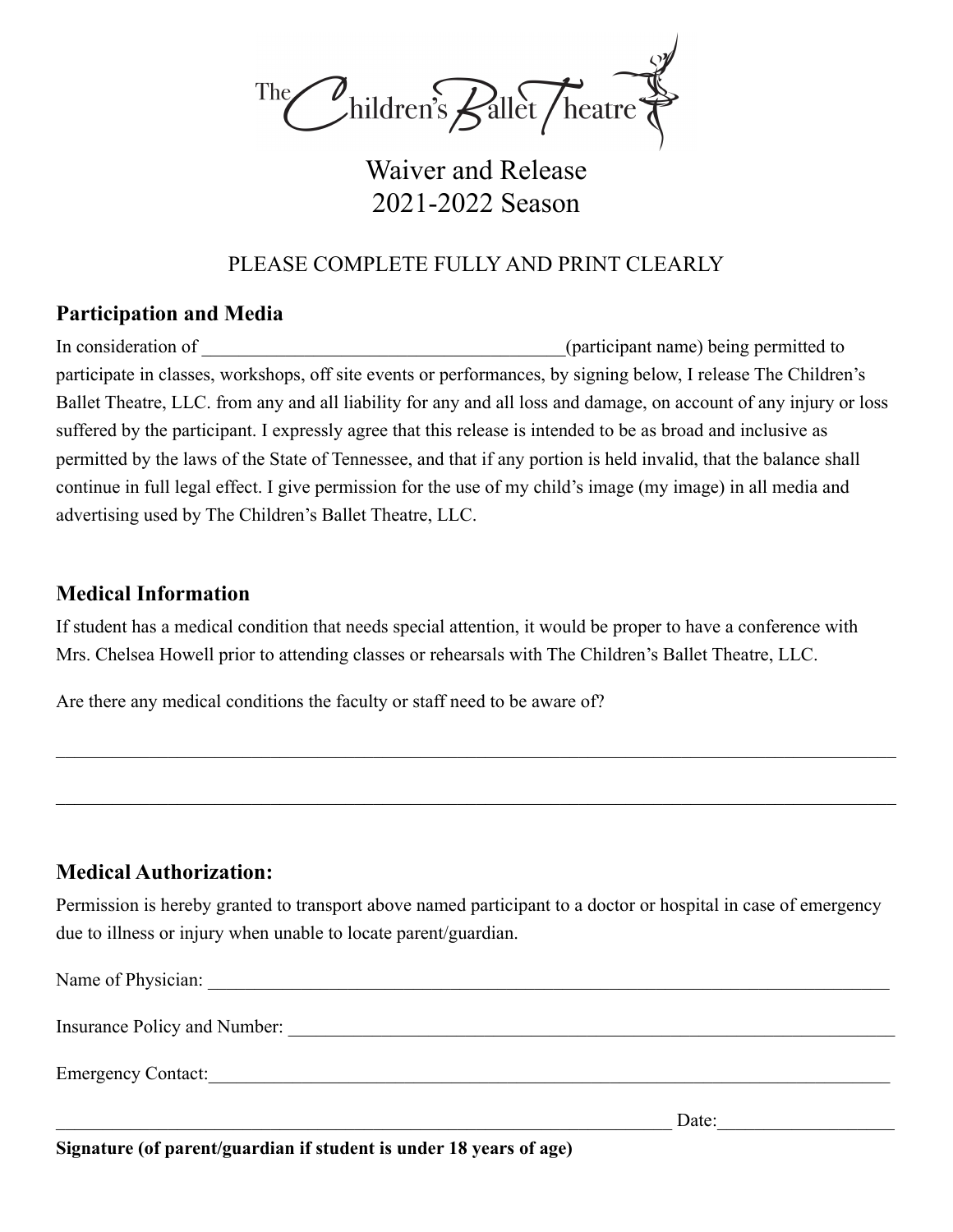The Children's Ballet Theatre

# Waiver and Release
# 2021-2022 Season

PLEASE COMPLETE FULLY AND PRINT CLEARLY

## Participation and Media

In consideration of _______________________________________(participant name) being permitted to participate in classes, workshops, off site events or performances, by signing below, I release The Children's Ballet Theatre, LLC. from any and all liability for any and all loss and damage, on account of any injury or loss suffered by the participant. I expressly agree that this release is intended to be as broad and inclusive as permitted by the laws of the State of Tennessee, and that if any portion is held invalid, that the balance shall continue in full legal effect. I give permission for the use of my child's image (my image) in all media and advertising used by The Children's Ballet Theatre, LLC.

## Medical Information

If student has a medical condition that needs special attention, it would be proper to have a conference with Mrs. Chelsea Howell prior to attending classes or rehearsals with The Children's Ballet Theatre, LLC.

Are there any medical conditions the faculty or staff need to be aware of?

_____________________________________________________________________________

_____________________________________________________________________________

## Medical Authorization:

Permission is hereby granted to transport above named participant to a doctor or hospital in case of emergency due to illness or injury when unable to locate parent/guardian.

Name of Physician: ___________________________________________________________

Insurance Policy and Number: __________________________________________________

Emergency Contact:___________________________________________________________

_______________________________________________________ Date:_______________

**Signature (of parent/guardian if student is under 18 years of age)**